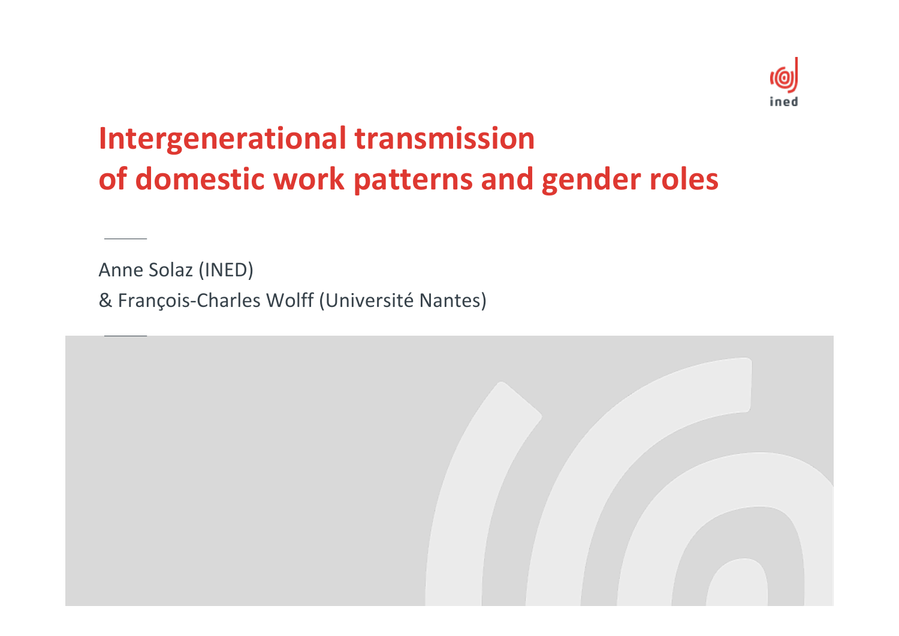# Intergenerational transmission of domestic work patterns and gender roles

Anne Solaz (INED)

& François-Charles Wolff (Université Nantes)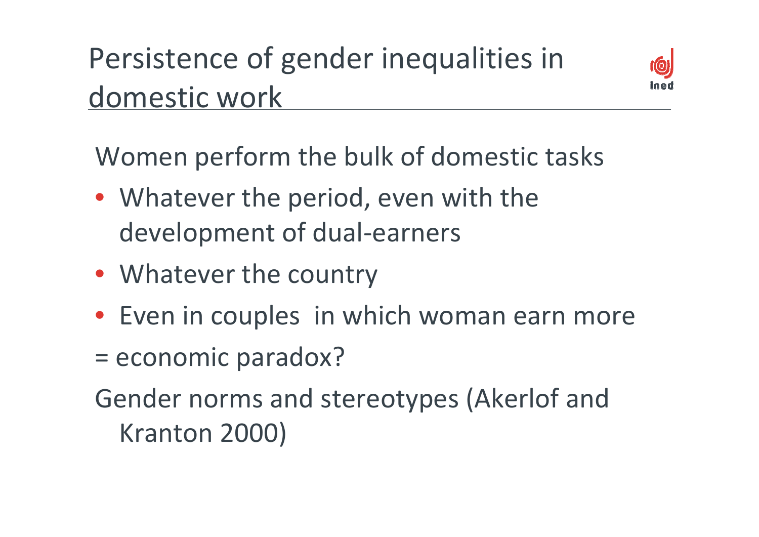# Persistence of gender inequalities in domestic work

Women perform the bulk of domestic tasks

- Whatever the period, even with the development of dual-earners
- Whatever the country
- Even in couples  in which woman earn more

= economic paradox?

Gender norms and stereotypes (Akerlof and Kranton 2000)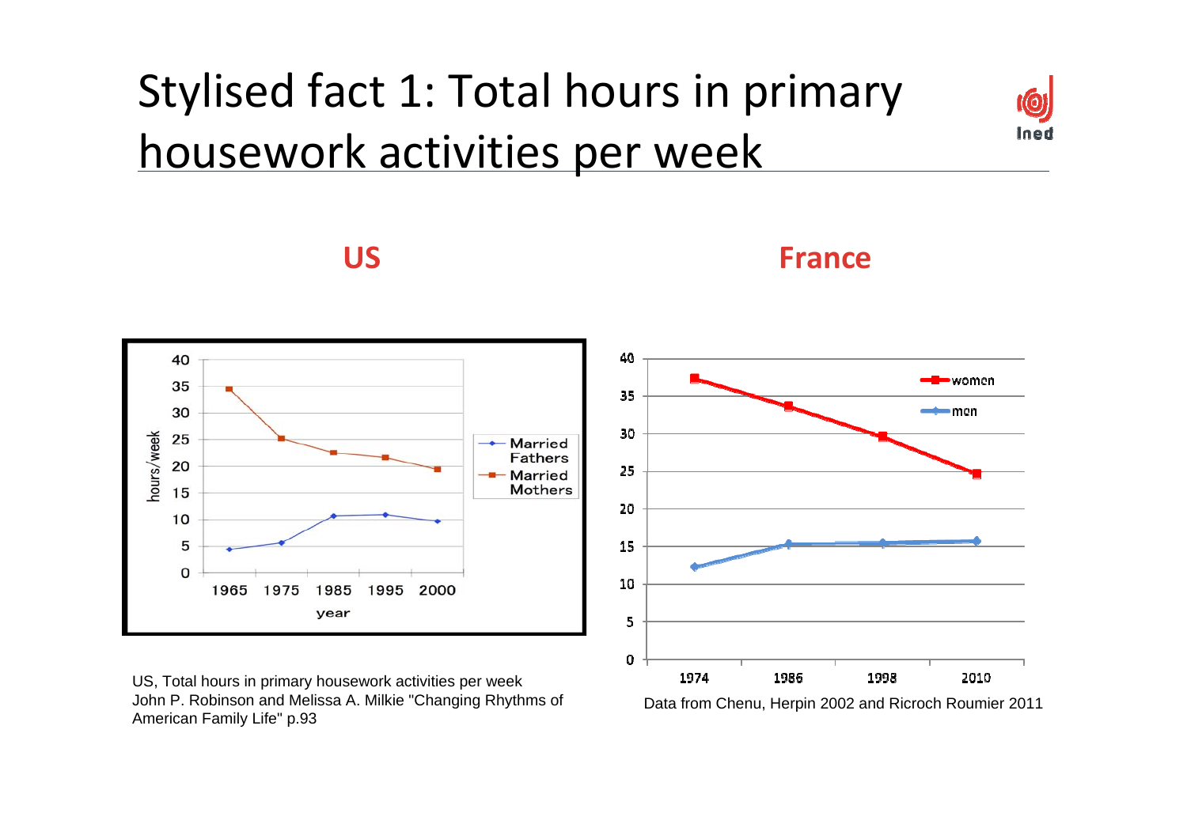# Stylised fact 1: Total hours in primary housework activities per week

**US**

**France**

US, Total hours in primary housework activities per week
John P. Robinson and Melissa A. Milkie "Changing Rhythms of American Family Life" p.93

Data from Chenu, Herpin 2002 and Ricroch Roumier 2011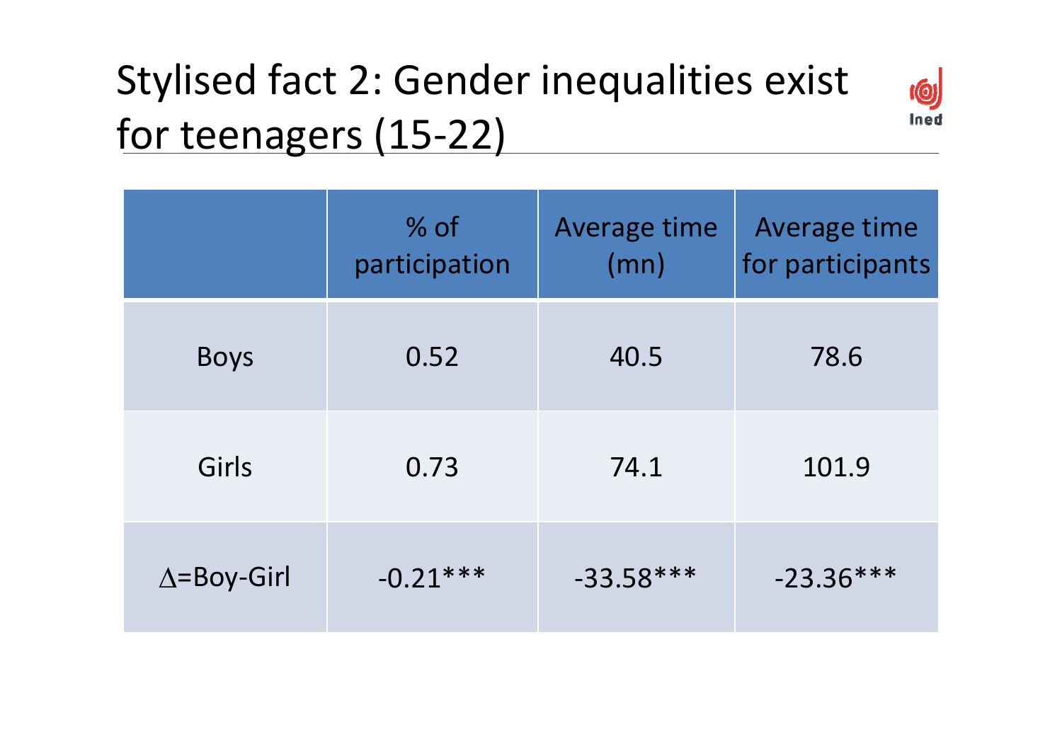# Stylised fact 2: Gender inequalities exist for teenagers (15-22)

| | % of participation | Average time (mn) | Average time for participants |
|---|---|---|---|
| Boys | 0.52 | 40.5 | 78.6 |
| Girls | 0.73 | 74.1 | 101.9 |
| $\Delta$=Boy-Girl | -0.21*** | -33.58*** | -23.36*** |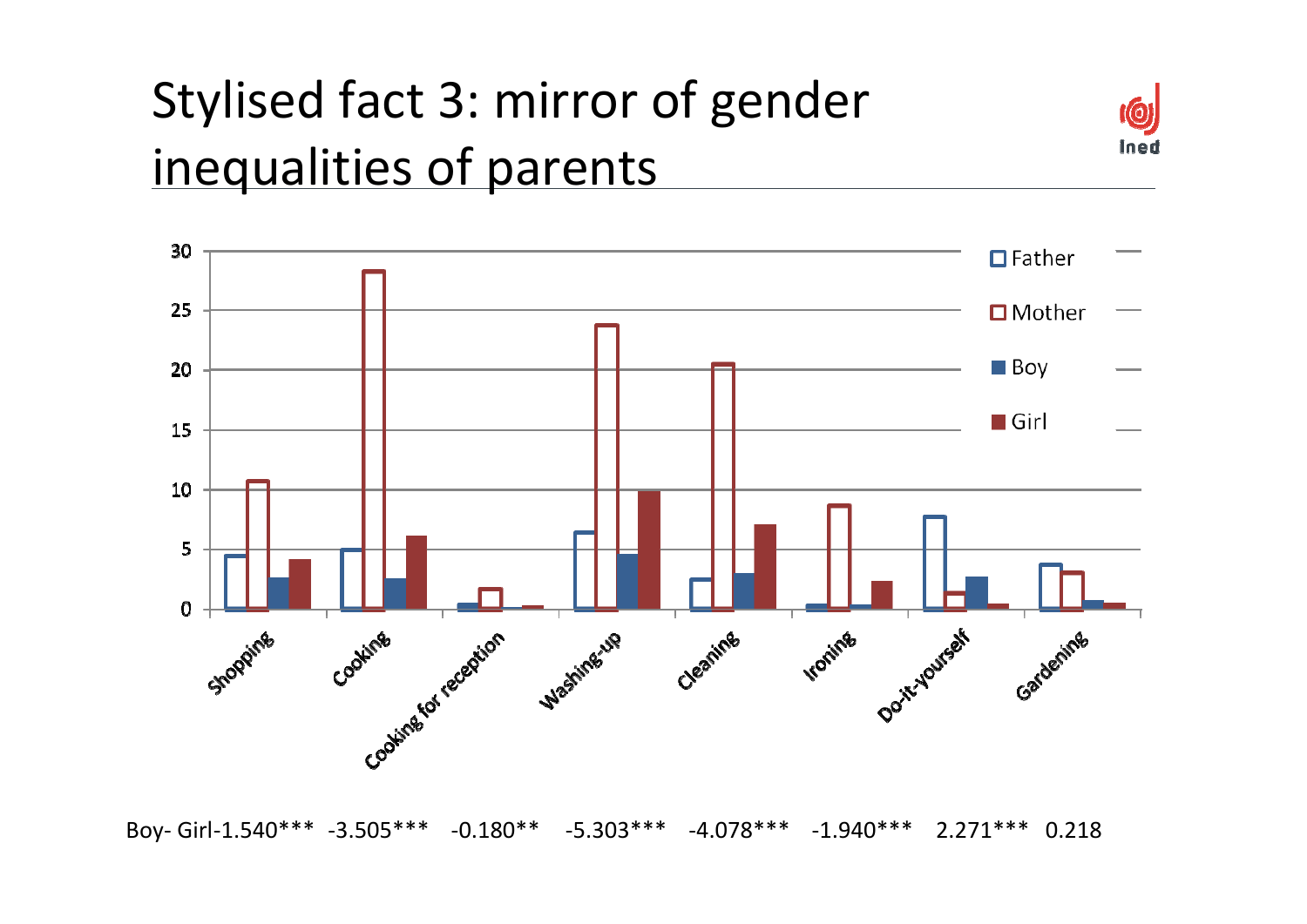# Stylised fact 3: mirror of gender inequalities of parents

| | Shopping | Cooking | Cooking for reception | Washing-up | Cleaning | Ironing | Do-it-yourself | Gardening |
|---|---|---|---|---|---|---|---|---|
| Boy- Girl | -1.540*** | -3.505*** | -0.180** | -5.303*** | -4.078*** | -1.940*** | 2.271*** | 0.218 |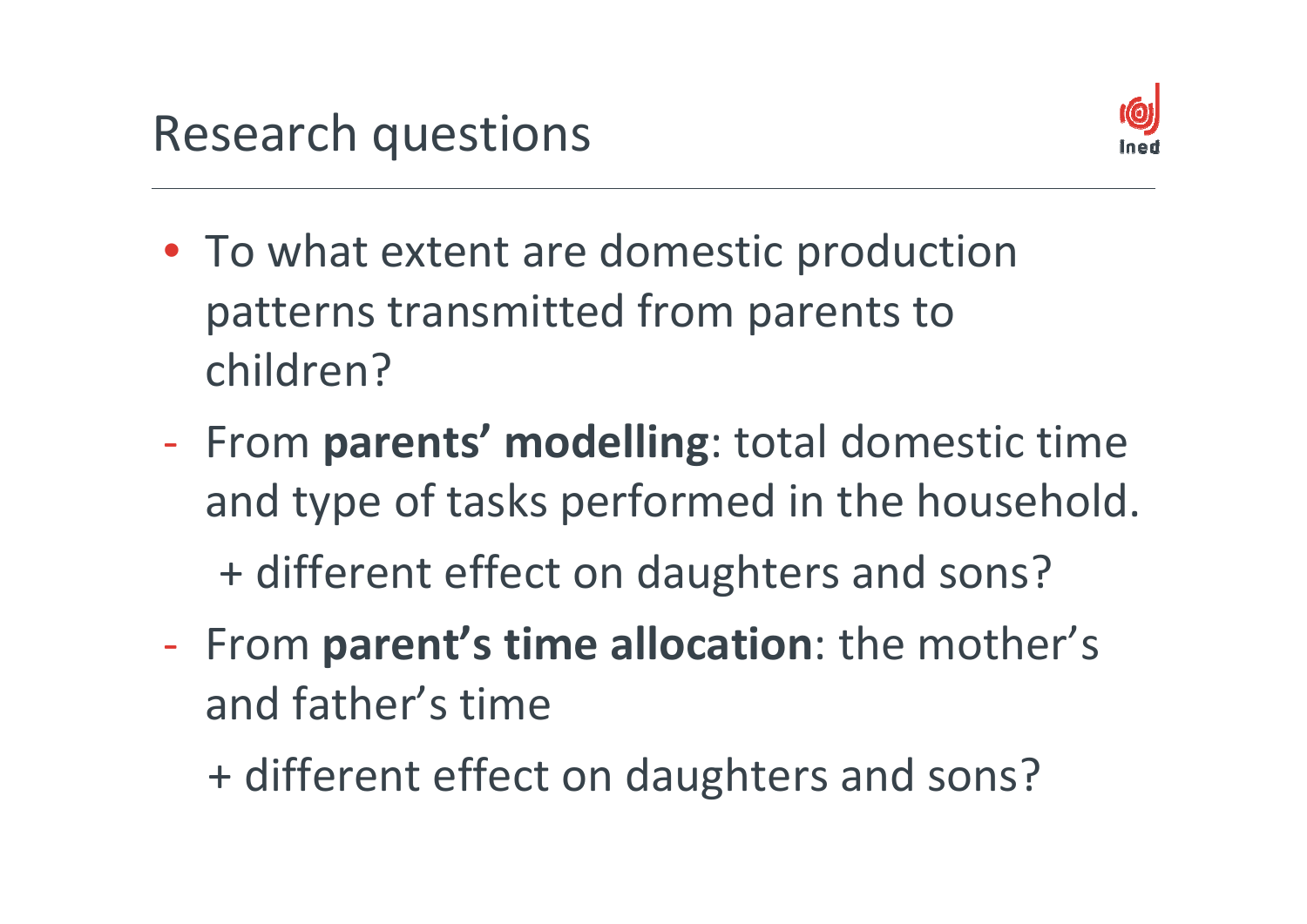# Research questions

- To what extent are domestic production patterns transmitted from parents to children?

- From **parents' modelling**: total domestic time and type of tasks performed in the household.

  + different effect on daughters and sons?

- From **parent's time allocation**: the mother's and father's time

  + different effect on daughters and sons?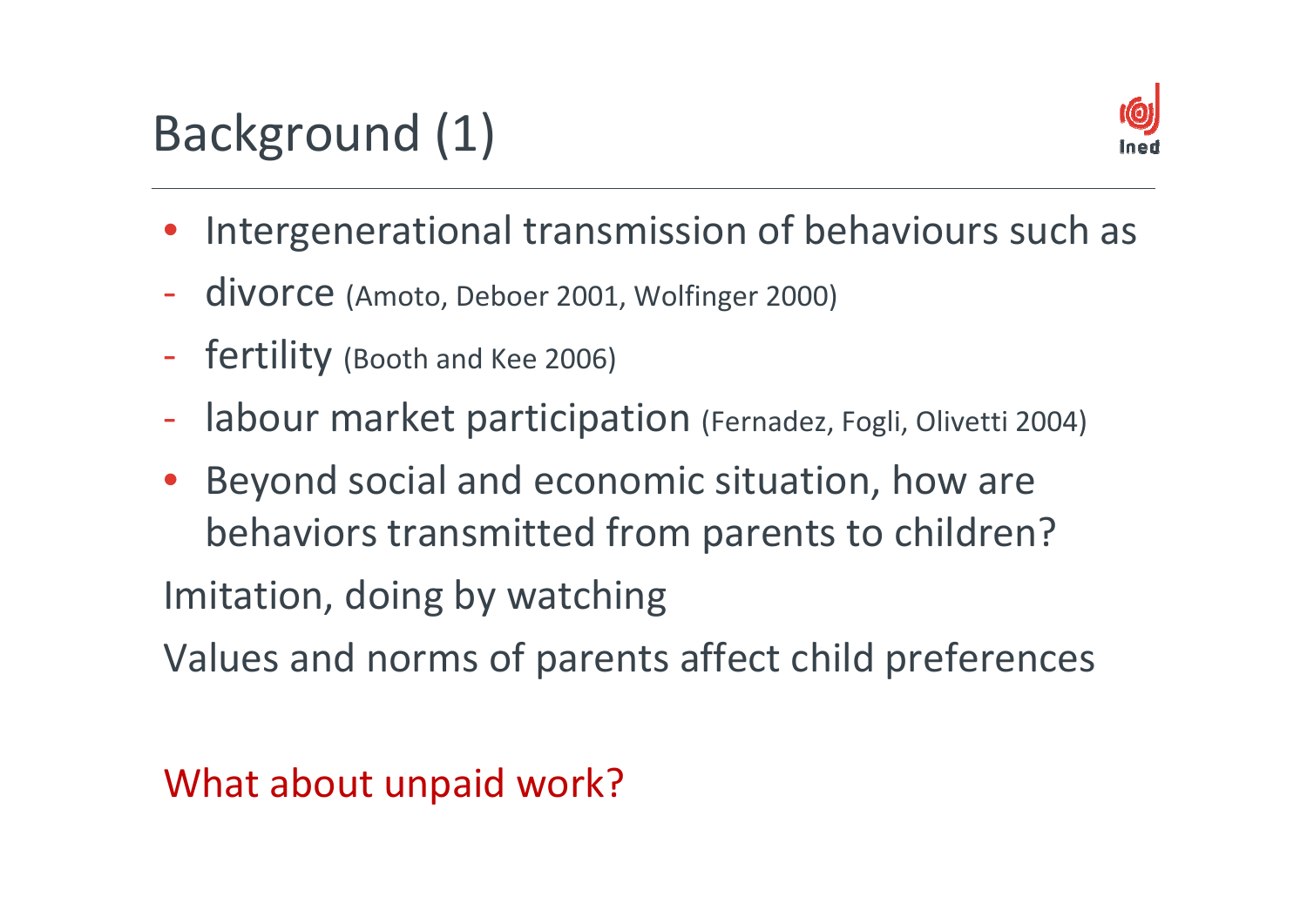# Background (1)

- Intergenerational transmission of behaviours such as
  - divorce (Amoto, Deboer 2001, Wolfinger 2000)
  - fertility (Booth and Kee 2006)
  - labour market participation (Fernadez, Fogli, Olivetti 2004)
- Beyond social and economic situation, how are behaviors transmitted from parents to children?

Imitation, doing by watching

Values and norms of parents affect child preferences

What about unpaid work?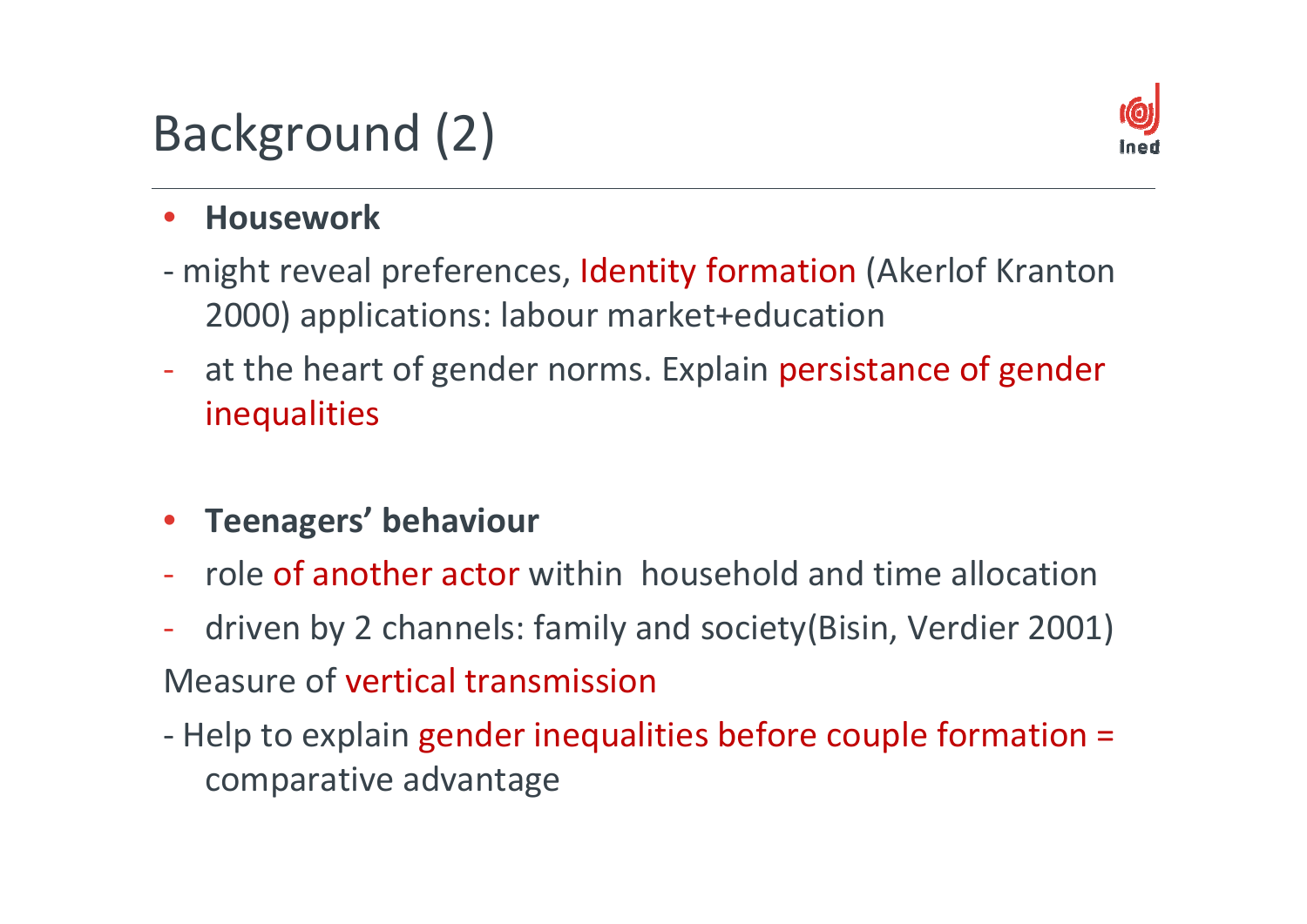# Background (2)

- **Housework**

- might reveal preferences, Identity formation (Akerlof Kranton 2000) applications: labour market+education
- at the heart of gender norms. Explain persistance of gender inequalities

- **Teenagers' behaviour**

- role of another actor within household and time allocation
- driven by 2 channels: family and society(Bisin, Verdier 2001)

Measure of vertical transmission

- Help to explain gender inequalities before couple formation = comparative advantage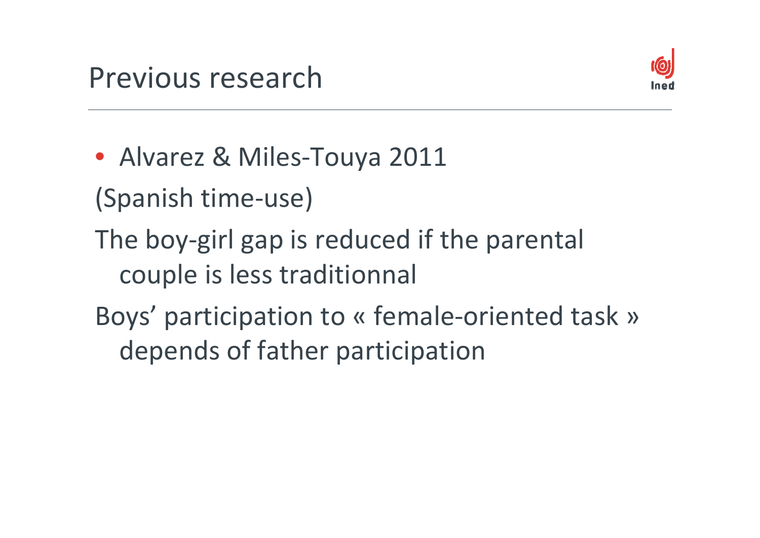# Previous research

- Alvarez & Miles-Touya 2011

(Spanish time-use)

The boy-girl gap is reduced if the parental couple is less traditionnal

Boys' participation to « female-oriented task » depends of father participation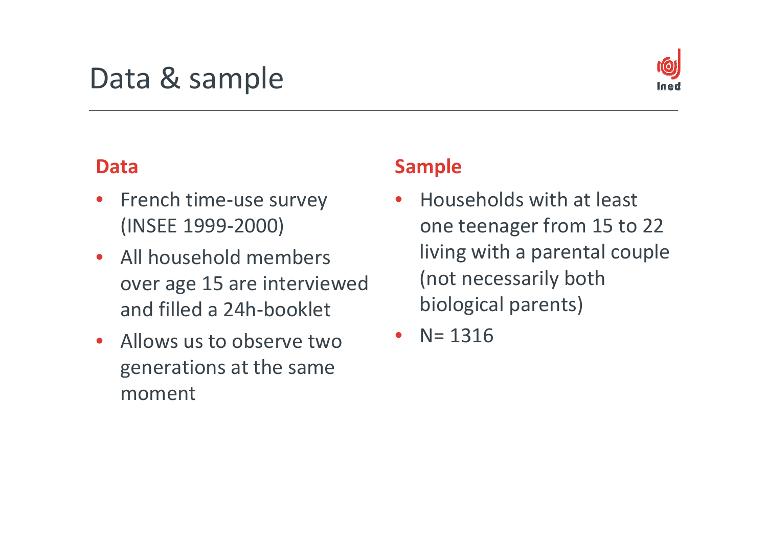# Data & sample

## Data

- French time-use survey (INSEE 1999-2000)
- All household members over age 15 are interviewed and filled a 24h-booklet
- Allows us to observe two generations at the same moment

## Sample

- Households with at least one teenager from 15 to 22 living with a parental couple (not necessarily both biological parents)
- N= 1316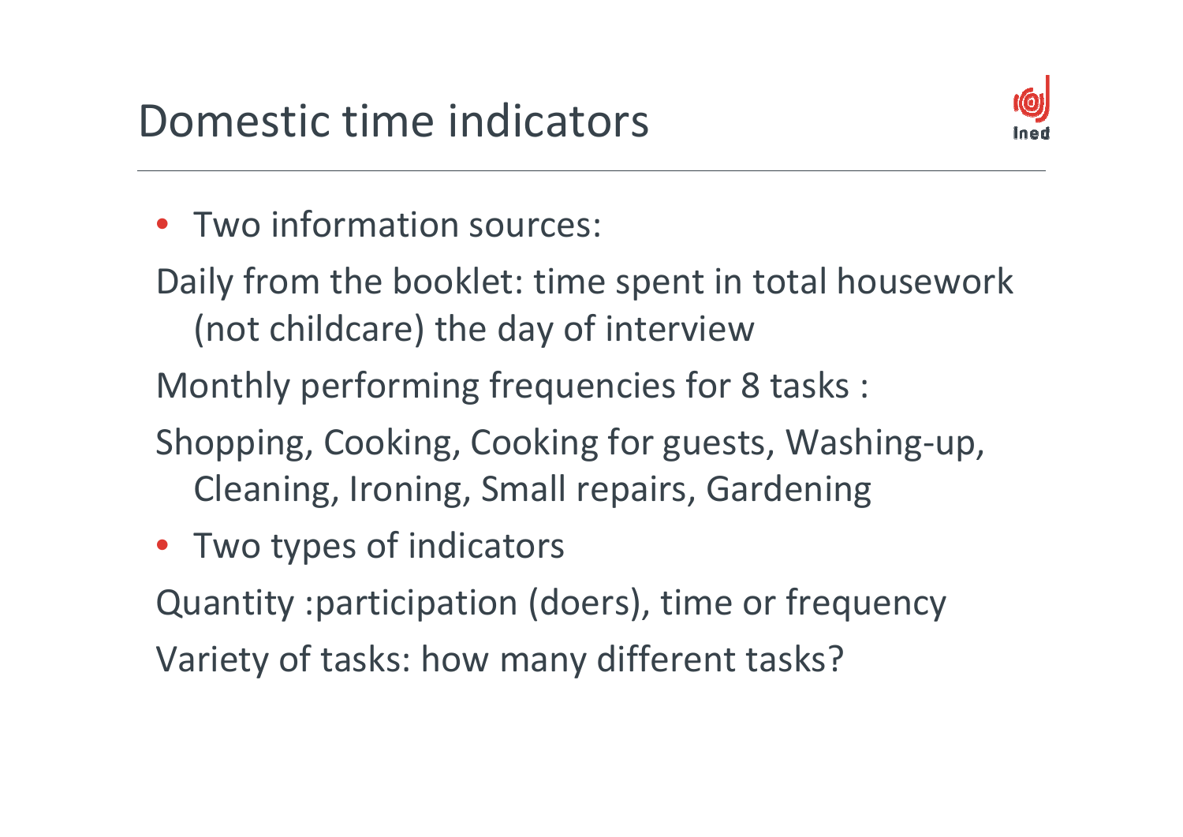# Domestic time indicators

- Two information sources:

Daily from the booklet: time spent in total housework (not childcare) the day of interview

Monthly performing frequencies for 8 tasks :

Shopping, Cooking, Cooking for guests, Washing-up, Cleaning, Ironing, Small repairs, Gardening

- Two types of indicators

Quantity :participation (doers), time or frequency

Variety of tasks: how many different tasks?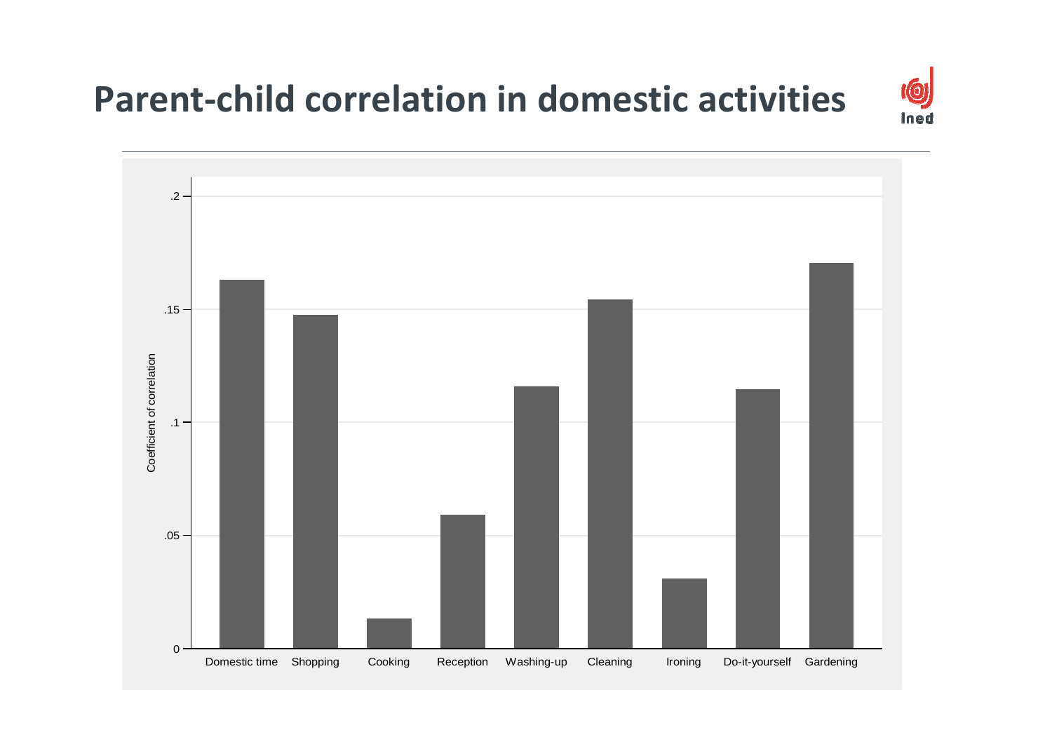# Parent-child correlation in domestic activities

Coefficient of correlation

.2

.15

.1

.05

0

Domestic time | Shopping | Cooking | Reception | Washing-up | Cleaning | Ironing | Do-it-yourself | Gardening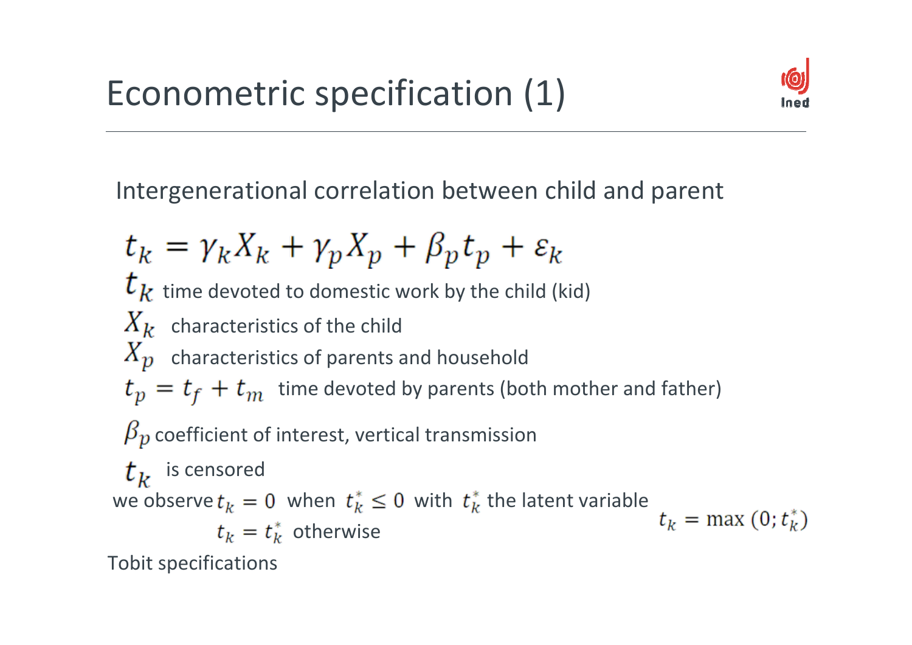# Econometric specification (1)

Intergenerational correlation between child and parent

$$t_k = \gamma_k X_k + \gamma_p X_p + \beta_p t_p + \varepsilon_k$$

$t_k$ time devoted to domestic work by the child (kid)

$X_k$ characteristics of the child

$X_p$ characteristics of parents and household

$t_p = t_f + t_m$ time devoted by parents (both mother and father)

$\beta_p$ coefficient of interest, vertical transmission

$t_k$ is censored

we observe $t_k = 0$ when $t_k^* \leq 0$ with $t_k^*$ the latent variable

$t_k = t_k^*$ otherwise

$$t_k = \max(0; t_k^*)$$

Tobit specifications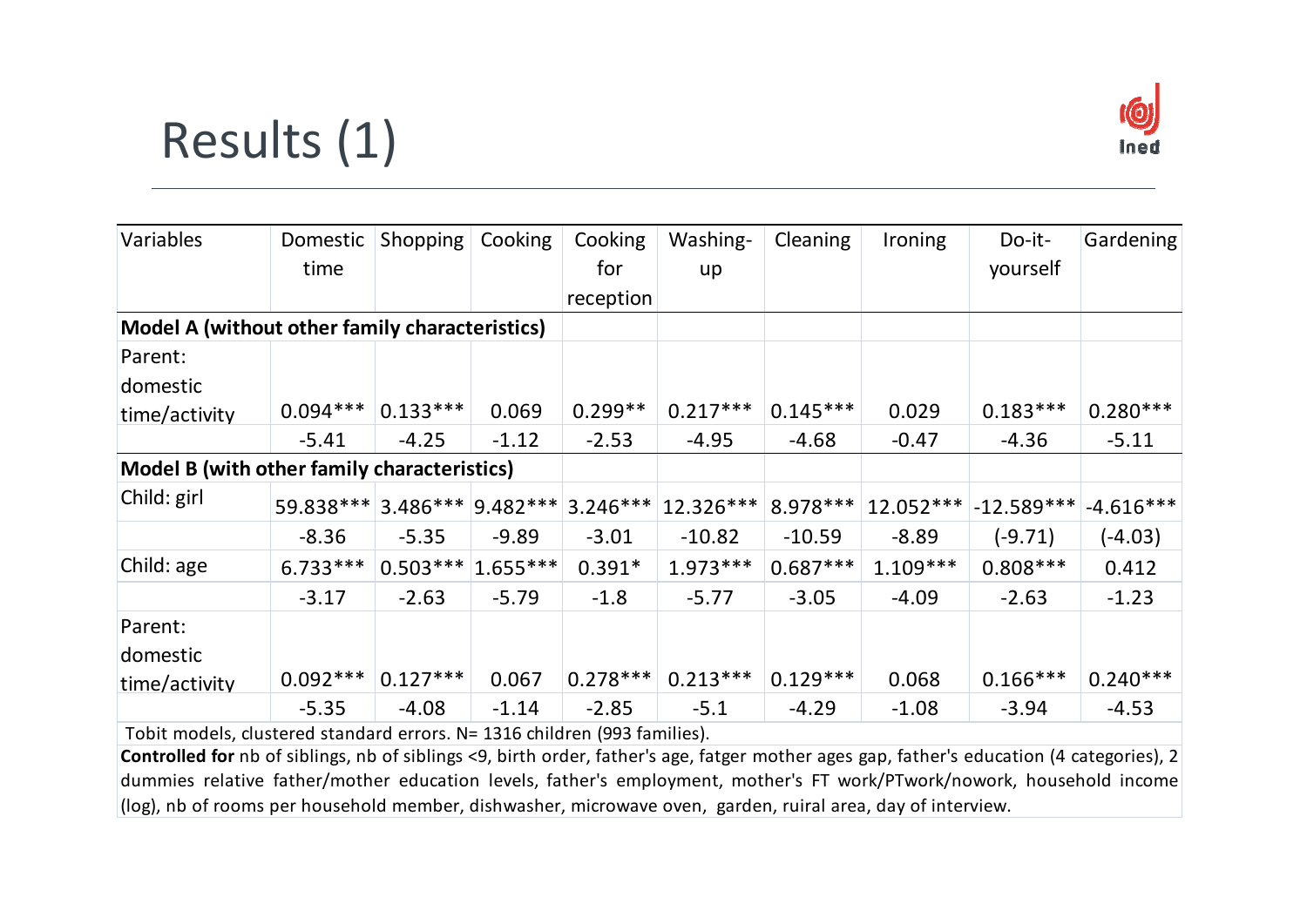# Results (1)

| Variables | Domestic time | Shopping | Cooking | Cooking for reception | Washing-up | Cleaning | Ironing | Do-it-yourself | Gardening |
|---|---|---|---|---|---|---|---|---|---|
| **Model A (without other family characteristics)** | | | | | | | | | |
| Parent: domestic time/activity | 0.094*** | 0.133*** | 0.069 | 0.299** | 0.217*** | 0.145*** | 0.029 | 0.183*** | 0.280*** |
| | -5.41 | -4.25 | -1.12 | -2.53 | -4.95 | -4.68 | -0.47 | -4.36 | -5.11 |
| **Model B (with other family characteristics)** | | | | | | | | | |
| Child: girl | 59.838*** | 3.486*** | 9.482*** | 3.246*** | 12.326*** | 8.978*** | 12.052*** | -12.589*** | -4.616*** |
| | -8.36 | -5.35 | -9.89 | -3.01 | -10.82 | -10.59 | -8.89 | (-9.71) | (-4.03) |
| Child: age | 6.733*** | 0.503*** | 1.655*** | 0.391* | 1.973*** | 0.687*** | 1.109*** | 0.808*** | 0.412 |
| | -3.17 | -2.63 | -5.79 | -1.8 | -5.77 | -3.05 | -4.09 | -2.63 | -1.23 |
| Parent: domestic time/activity | 0.092*** | 0.127*** | 0.067 | 0.278*** | 0.213*** | 0.129*** | 0.068 | 0.166*** | 0.240*** |
| | -5.35 | -4.08 | -1.14 | -2.85 | -5.1 | -4.29 | -1.08 | -3.94 | -4.53 |

Tobit models, clustered standard errors. N= 1316 children (993 families).

**Controlled for** nb of siblings, nb of siblings <9, birth order, father's age, fatger mother ages gap, father's education (4 categories), 2 dummies relative father/mother education levels, father's employment, mother's FT work/PTwork/nowork, household income (log), nb of rooms per household member, dishwasher, microwave oven, garden, ruiral area, day of interview.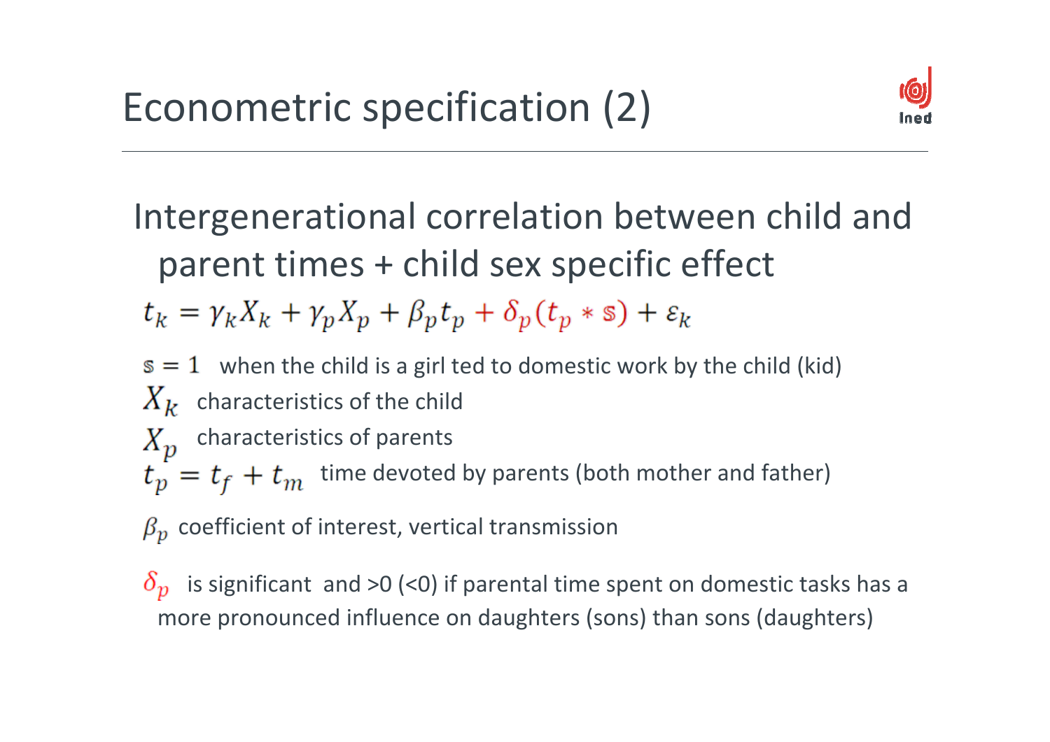# Econometric specification (2)

Intergenerational correlation between child and parent times + child sex specific effect

$$t_k = \gamma_k X_k + \gamma_p X_p + \beta_p t_p + \delta_p (t_p * \mathbb{s}) + \varepsilon_k$$

$\mathbb{s} = 1$ when the child is a girl ted to domestic work by the child (kid)

$X_k$ characteristics of the child

$X_p$ characteristics of parents

$t_p = t_f + t_m$ time devoted by parents (both mother and father)

$\beta_p$ coefficient of interest, vertical transmission

$\delta_p$ is significant and >0 (<0) if parental time spent on domestic tasks has a more pronounced influence on daughters (sons) than sons (daughters)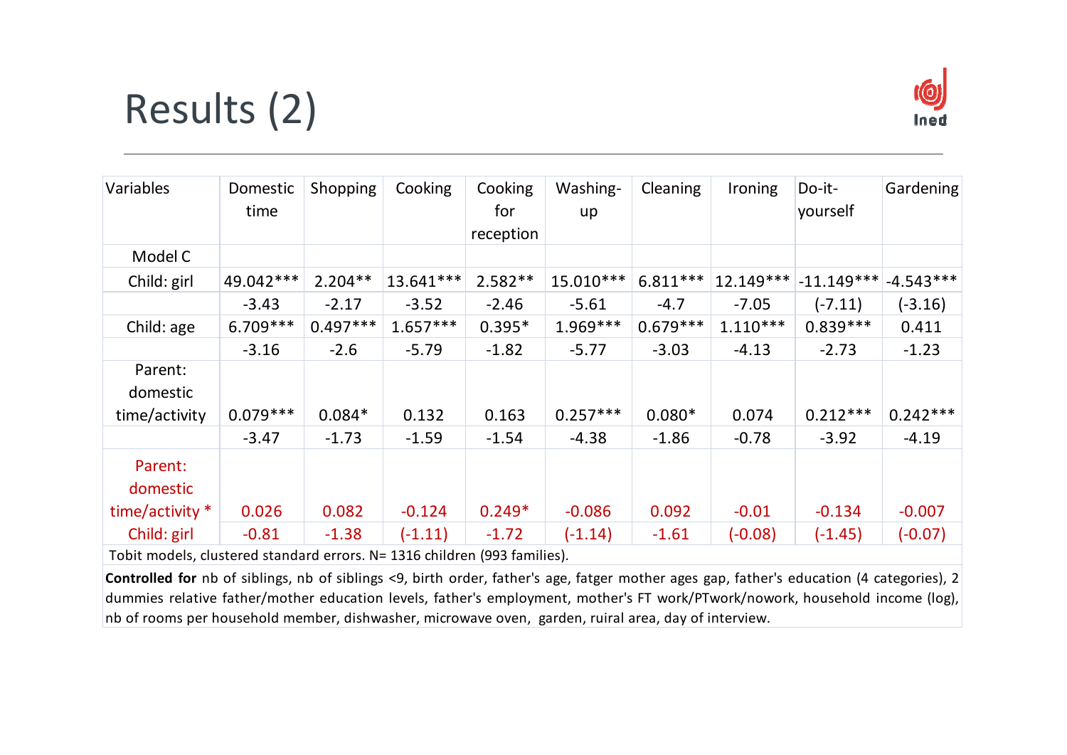# Results (2)

| Variables | Domestic time | Shopping | Cooking | Cooking for reception | Washing-up | Cleaning | Ironing | Do-it-yourself | Gardening |
|---|---|---|---|---|---|---|---|---|---|
| Model C | | | | | | | | | |
| Child: girl | 49.042*** | 2.204** | 13.641*** | 2.582** | 15.010*** | 6.811*** | 12.149*** | -11.149*** | -4.543*** |
| | -3.43 | -2.17 | -3.52 | -2.46 | -5.61 | -4.7 | -7.05 | (-7.11) | (-3.16) |
| Child: age | 6.709*** | 0.497*** | 1.657*** | 0.395* | 1.969*** | 0.679*** | 1.110*** | 0.839*** | 0.411 |
| | -3.16 | -2.6 | -5.79 | -1.82 | -5.77 | -3.03 | -4.13 | -2.73 | -1.23 |
| Parent: domestic time/activity | 0.079*** | 0.084* | 0.132 | 0.163 | 0.257*** | 0.080* | 0.074 | 0.212*** | 0.242*** |
| | -3.47 | -1.73 | -1.59 | -1.54 | -4.38 | -1.86 | -0.78 | -3.92 | -4.19 |
| Parent: domestic time/activity * | 0.026 | 0.082 | -0.124 | 0.249* | -0.086 | 0.092 | -0.01 | -0.134 | -0.007 |
| Child: girl | -0.81 | -1.38 | (-1.11) | -1.72 | (-1.14) | -1.61 | (-0.08) | (-1.45) | (-0.07) |

Tobit models, clustered standard errors. N= 1316 children (993 families).

**Controlled for** nb of siblings, nb of siblings <9, birth order, father's age, fatger mother ages gap, father's education (4 categories), 2 dummies relative father/mother education levels, father's employment, mother's FT work/PTwork/nowork, household income (log), nb of rooms per household member, dishwasher, microwave oven, garden, ruiral area, day of interview.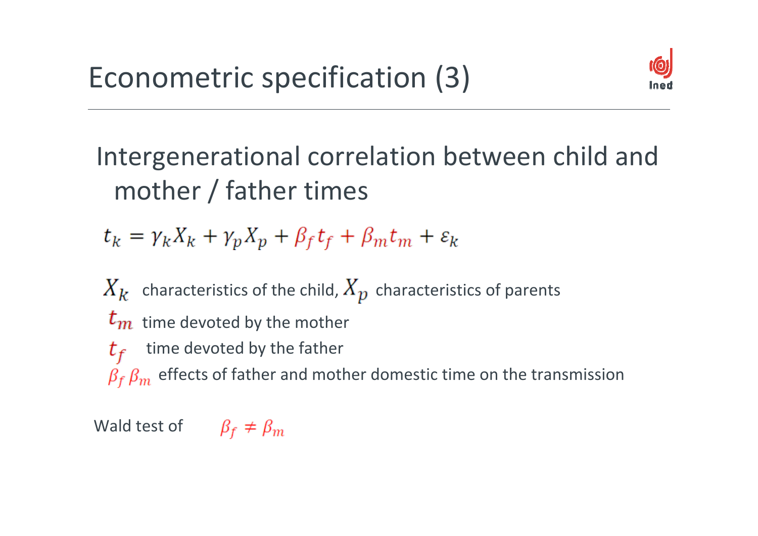# Econometric specification (3)

## Intergenerational correlation between child and mother / father times

$$t_k = \gamma_k X_k + \gamma_p X_p + \beta_f t_f + \beta_m t_m + \varepsilon_k$$

$X_k$ characteristics of the child, $X_p$ characteristics of parents

$t_m$ time devoted by the mother

$t_f$ time devoted by the father

$\beta_f \, \beta_m$ effects of father and mother domestic time on the transmission

Wald test of $\beta_f \neq \beta_m$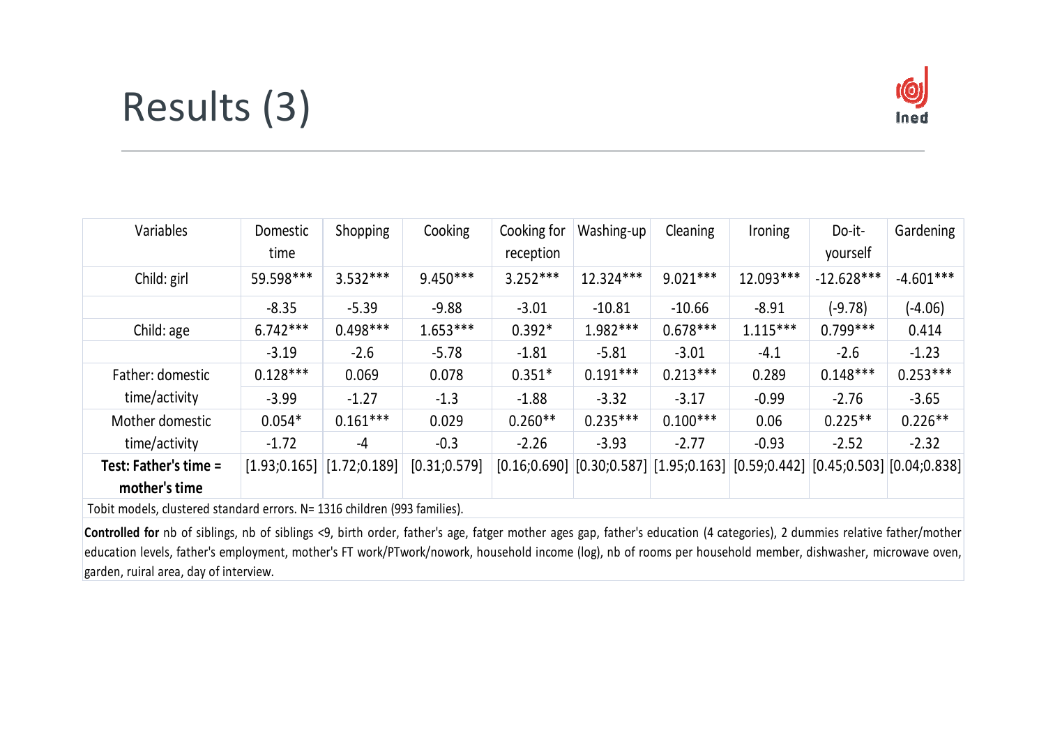# Results (3)

| Variables | Domestic time | Shopping | Cooking | Cooking for reception | Washing-up | Cleaning | Ironing | Do-it-yourself | Gardening |
|---|---|---|---|---|---|---|---|---|---|
| Child: girl | 59.598*** | 3.532*** | 9.450*** | 3.252*** | 12.324*** | 9.021*** | 12.093*** | -12.628*** | -4.601*** |
| | -8.35 | -5.39 | -9.88 | -3.01 | -10.81 | -10.66 | -8.91 | (-9.78) | (-4.06) |
| Child: age | 6.742*** | 0.498*** | 1.653*** | 0.392* | 1.982*** | 0.678*** | 1.115*** | 0.799*** | 0.414 |
| | -3.19 | -2.6 | -5.78 | -1.81 | -5.81 | -3.01 | -4.1 | -2.6 | -1.23 |
| Father: domestic time/activity | 0.128*** | 0.069 | 0.078 | 0.351* | 0.191*** | 0.213*** | 0.289 | 0.148*** | 0.253*** |
| | -3.99 | -1.27 | -1.3 | -1.88 | -3.32 | -3.17 | -0.99 | -2.76 | -3.65 |
| Mother domestic time/activity | 0.054* | 0.161*** | 0.029 | 0.260** | 0.235*** | 0.100*** | 0.06 | 0.225** | 0.226** |
| | -1.72 | -4 | -0.3 | -2.26 | -3.93 | -2.77 | -0.93 | -2.52 | -2.32 |
| **Test: Father's time = mother's time** | [1.93;0.165] | [1.72;0.189] | [0.31;0.579] | [0.16;0.690] | [0.30;0.587] | [1.95;0.163] | [0.59;0.442] | [0.45;0.503] | [0.04;0.838] |

Tobit models, clustered standard errors. N= 1316 children (993 families).

**Controlled for** nb of siblings, nb of siblings <9, birth order, father's age, fatger mother ages gap, father's education (4 categories), 2 dummies relative father/mother education levels, father's employment, mother's FT work/PTwork/nowork, household income (log), nb of rooms per household member, dishwasher, microwave oven, garden, ruiral area, day of interview.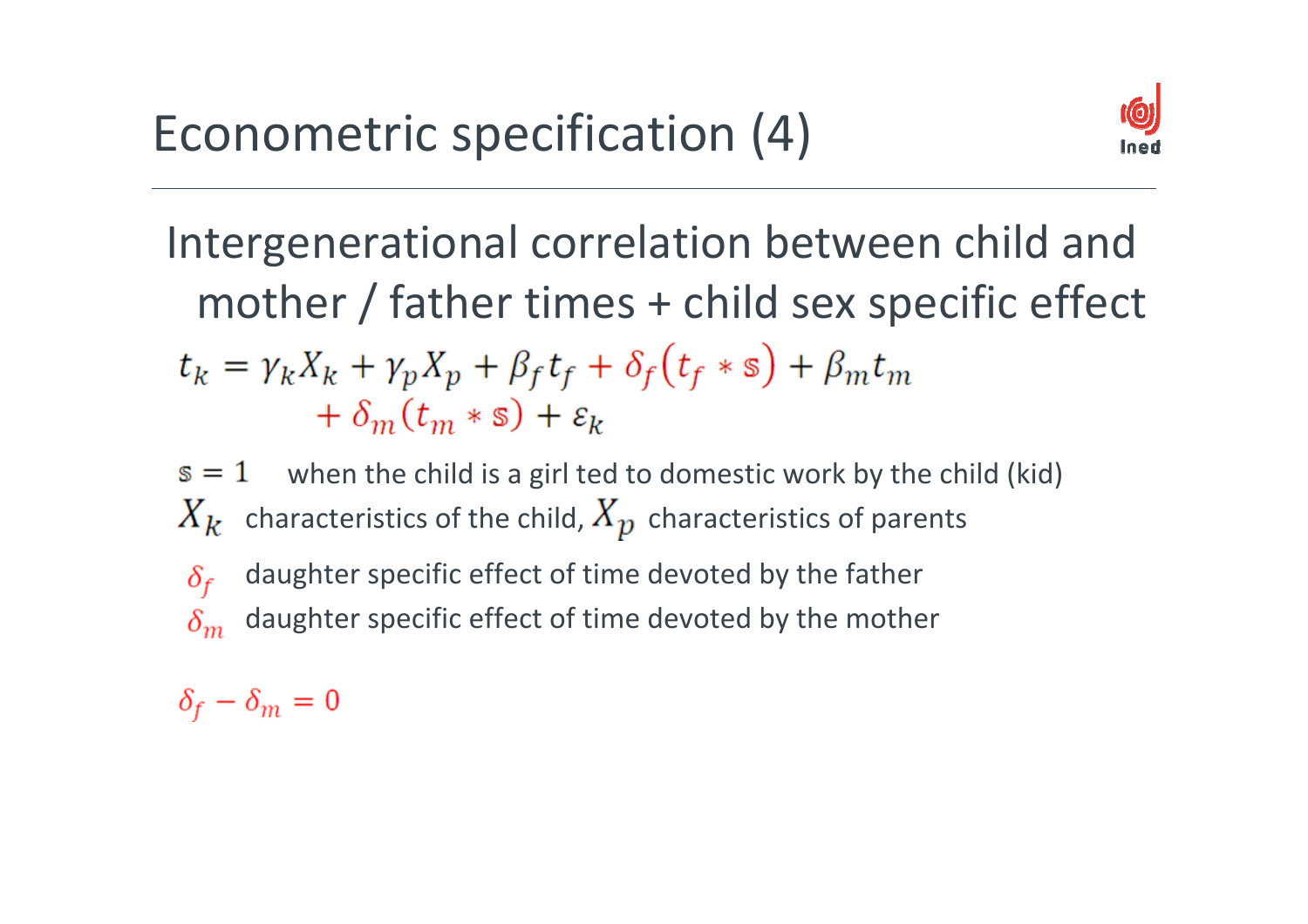# Econometric specification (4)

Intergenerational correlation between child and mother / father times + child sex specific effect

$$t_k = \gamma_k X_k + \gamma_p X_p + \beta_f t_f + \delta_f (t_f * \mathbb{s}) + \beta_m t_m + \delta_m (t_m * \mathbb{s}) + \varepsilon_k$$

$\mathbb{s} = 1$ when the child is a girl ted to domestic work by the child (kid)

$X_k$ characteristics of the child, $X_p$ characteristics of parents

$\delta_f$ daughter specific effect of time devoted by the father

$\delta_m$ daughter specific effect of time devoted by the mother

$$\delta_f - \delta_m = 0$$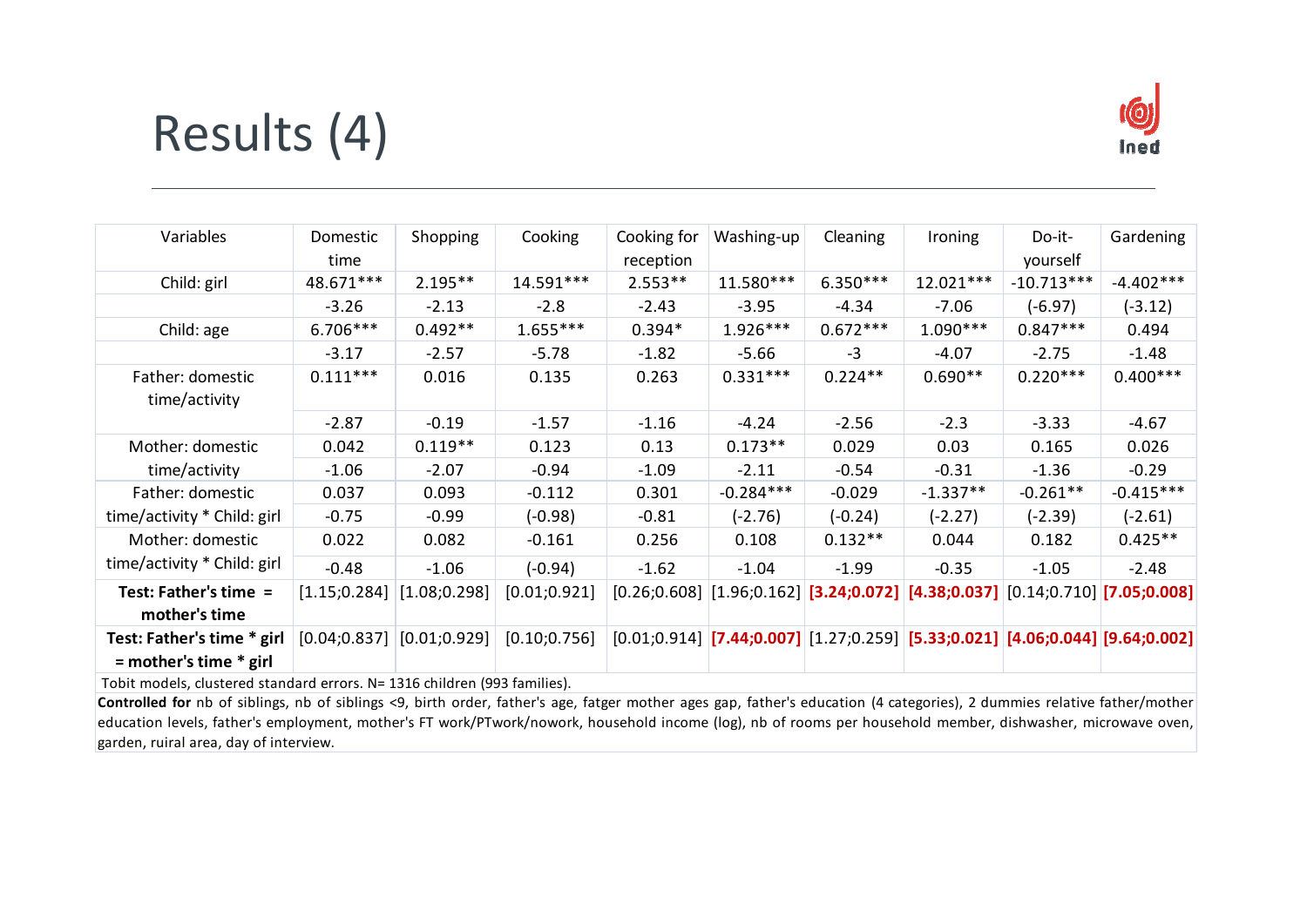# Results (4)

| Variables | Domestic time | Shopping | Cooking | Cooking for reception | Washing-up | Cleaning | Ironing | Do-it-yourself | Gardening |
|---|---|---|---|---|---|---|---|---|---|
| Child: girl | 48.671*** | 2.195** | 14.591*** | 2.553** | 11.580*** | 6.350*** | 12.021*** | -10.713*** | -4.402*** |
| | -3.26 | -2.13 | -2.8 | -2.43 | -3.95 | -4.34 | -7.06 | (-6.97) | (-3.12) |
| Child: age | 6.706*** | 0.492** | 1.655*** | 0.394* | 1.926*** | 0.672*** | 1.090*** | 0.847*** | 0.494 |
| | -3.17 | -2.57 | -5.78 | -1.82 | -5.66 | -3 | -4.07 | -2.75 | -1.48 |
| Father: domestic time/activity | 0.111*** | 0.016 | 0.135 | 0.263 | 0.331*** | 0.224** | 0.690** | 0.220*** | 0.400*** |
| | -2.87 | -0.19 | -1.57 | -1.16 | -4.24 | -2.56 | -2.3 | -3.33 | -4.67 |
| Mother: domestic time/activity | 0.042 | 0.119** | 0.123 | 0.13 | 0.173** | 0.029 | 0.03 | 0.165 | 0.026 |
| | -1.06 | -2.07 | -0.94 | -1.09 | -2.11 | -0.54 | -0.31 | -1.36 | -0.29 |
| Father: domestic time/activity * Child: girl | 0.037 | 0.093 | -0.112 | 0.301 | -0.284*** | -0.029 | -1.337** | -0.261** | -0.415*** |
| | -0.75 | -0.99 | (-0.98) | -0.81 | (-2.76) | (-0.24) | (-2.27) | (-2.39) | (-2.61) |
| Mother: domestic time/activity * Child: girl | 0.022 | 0.082 | -0.161 | 0.256 | 0.108 | 0.132** | 0.044 | 0.182 | 0.425** |
| | -0.48 | -1.06 | (-0.94) | -1.62 | -1.04 | -1.99 | -0.35 | -1.05 | -2.48 |
| **Test: Father's time = mother's time** | [1.15;0.284] | [1.08;0.298] | [0.01;0.921] | [0.26;0.608] | [1.96;0.162] | **[3.24;0.072]** | **[4.38;0.037]** | [0.14;0.710] | **[7.05;0.008]** |
| **Test: Father's time * girl = mother's time * girl** | [0.04;0.837] | [0.01;0.929] | [0.10;0.756] | [0.01;0.914] | **[7.44;0.007]** | [1.27;0.259] | **[5.33;0.021]** | **[4.06;0.044]** | **[9.64;0.002]** |

Tobit models, clustered standard errors. N= 1316 children (993 families).

**Controlled for** nb of siblings, nb of siblings <9, birth order, father's age, fatger mother ages gap, father's education (4 categories), 2 dummies relative father/mother education levels, father's employment, mother's FT work/PTwork/nowork, household income (log), nb of rooms per household member, dishwasher, microwave oven, garden, ruiral area, day of interview.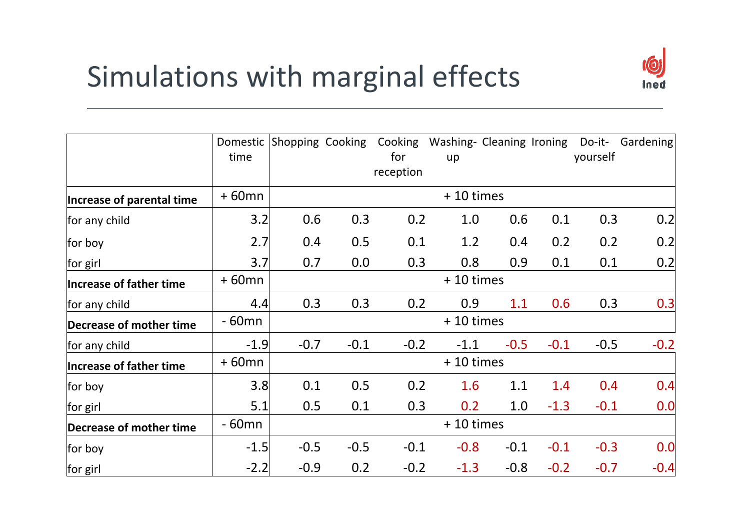# Simulations with marginal effects

| | Domestic time | Shopping | Cooking | Cooking for reception | Washing-up | Cleaning | Ironing | Do-it-yourself | Gardening |
|---|---|---|---|---|---|---|---|---|---|
| **Increase of parental time** | + 60mn | + 10 times | | | | | | | |
| for any child | 3.2 | 0.6 | 0.3 | 0.2 | 1.0 | 0.6 | 0.1 | 0.3 | 0.2 |
| for boy | 2.7 | 0.4 | 0.5 | 0.1 | 1.2 | 0.4 | 0.2 | 0.2 | 0.2 |
| for girl | 3.7 | 0.7 | 0.0 | 0.3 | 0.8 | 0.9 | 0.1 | 0.1 | 0.2 |
| **Increase of father time** | + 60mn | + 10 times | | | | | | | |
| for any child | 4.4 | 0.3 | 0.3 | 0.2 | 0.9 | 1.1 | 0.6 | 0.3 | 0.3 |
| **Decrease of mother time** | - 60mn | + 10 times | | | | | | | |
| for any child | -1.9 | -0.7 | -0.1 | -0.2 | -1.1 | -0.5 | -0.1 | -0.5 | -0.2 |
| **Increase of father time** | + 60mn | + 10 times | | | | | | | |
| for boy | 3.8 | 0.1 | 0.5 | 0.2 | 1.6 | 1.1 | 1.4 | 0.4 | 0.4 |
| for girl | 5.1 | 0.5 | 0.1 | 0.3 | 0.2 | 1.0 | -1.3 | -0.1 | 0.0 |
| **Decrease of mother time** | - 60mn | + 10 times | | | | | | | |
| for boy | -1.5 | -0.5 | -0.5 | -0.1 | -0.8 | -0.1 | -0.1 | -0.3 | 0.0 |
| for girl | -2.2 | -0.9 | 0.2 | -0.2 | -1.3 | -0.8 | -0.2 | -0.7 | -0.4 |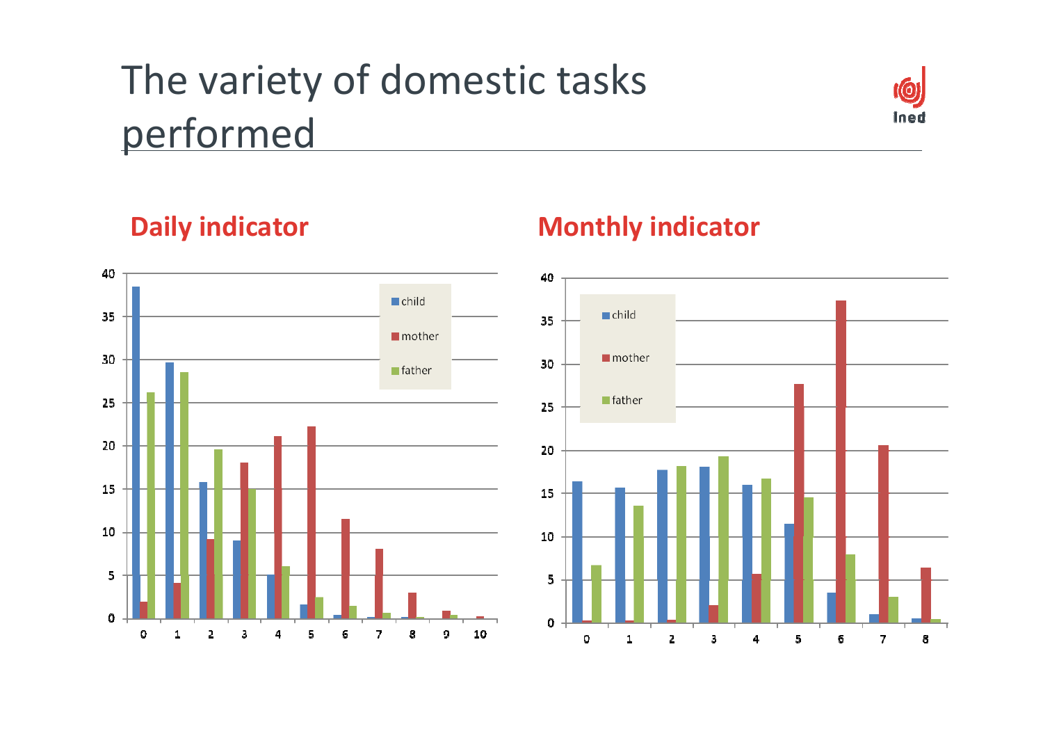# The variety of domestic tasks performed

## Daily indicator

## Monthly indicator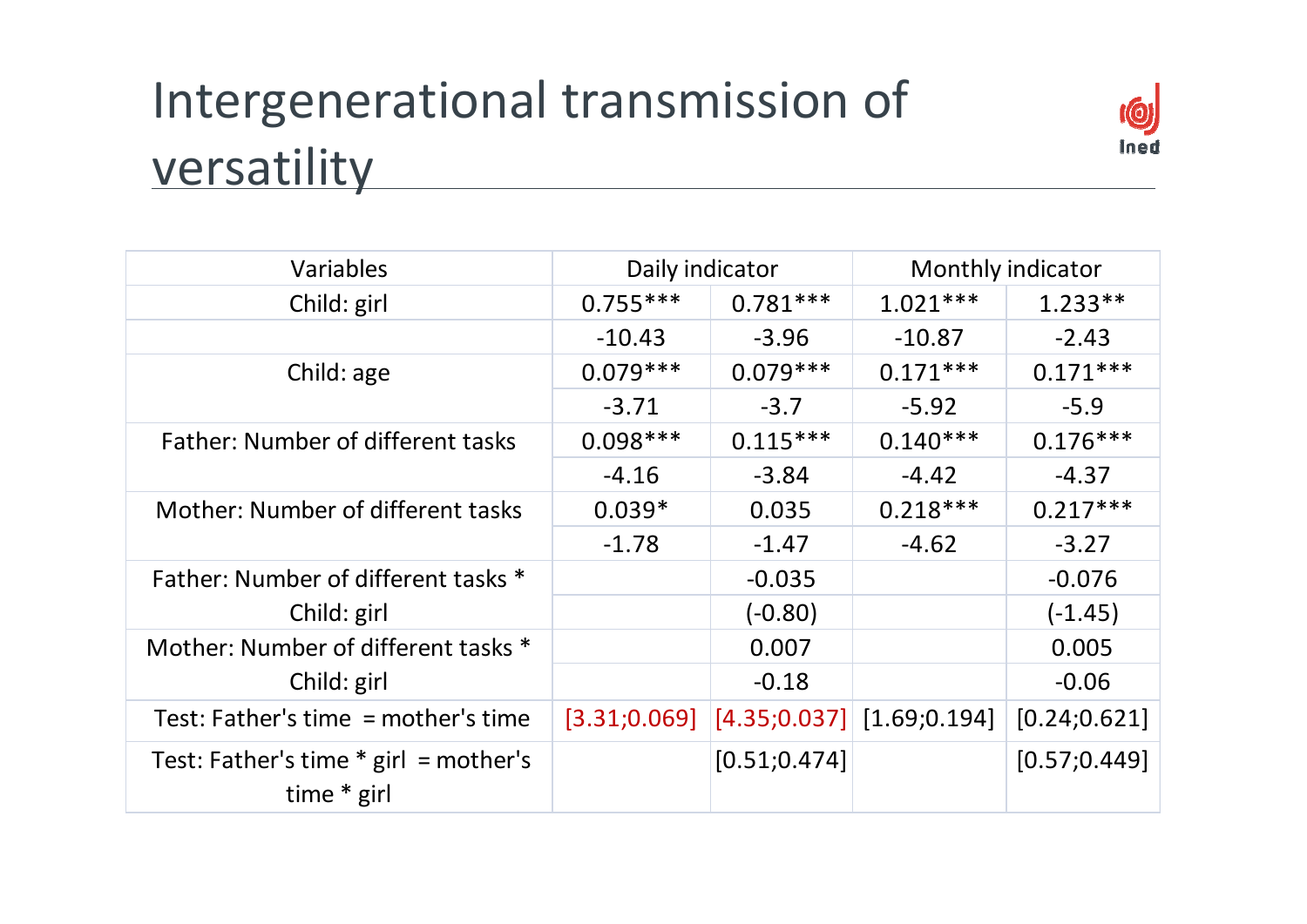# Intergenerational transmission of versatility

| Variables | Daily indicator | | Monthly indicator | |
|---|---|---|---|---|
| Child: girl | 0.755*** | 0.781*** | 1.021*** | 1.233** |
| | -10.43 | -3.96 | -10.87 | -2.43 |
| Child: age | 0.079*** | 0.079*** | 0.171*** | 0.171*** |
| | -3.71 | -3.7 | -5.92 | -5.9 |
| Father: Number of different tasks | 0.098*** | 0.115*** | 0.140*** | 0.176*** |
| | -4.16 | -3.84 | -4.42 | -4.37 |
| Mother: Number of different tasks | 0.039* | 0.035 | 0.218*** | 0.217*** |
| | -1.78 | -1.47 | -4.62 | -3.27 |
| Father: Number of different tasks * | | -0.035 | | -0.076 |
| Child: girl | | (-0.80) | | (-1.45) |
| Mother: Number of different tasks * | | 0.007 | | 0.005 |
| Child: girl | | -0.18 | | -0.06 |
| Test: Father's time = mother's time | [3.31;0.069] | [4.35;0.037] | [1.69;0.194] | [0.24;0.621] |
| Test: Father's time * girl = mother's time * girl | | [0.51;0.474] | | [0.57;0.449] |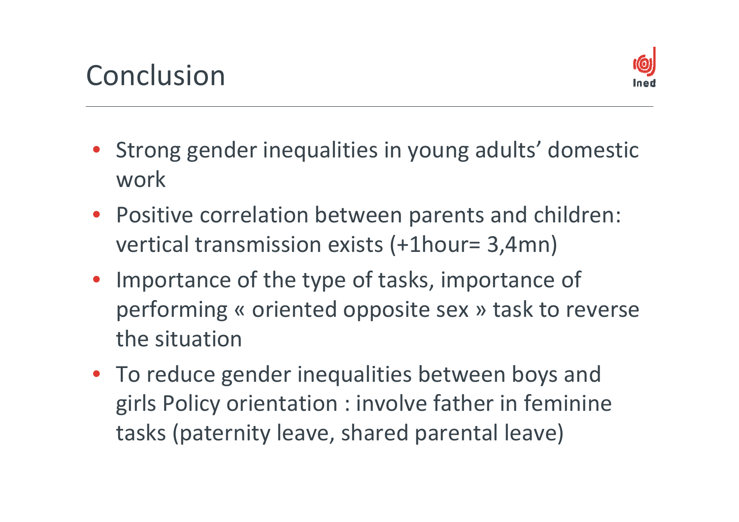# Conclusion

- Strong gender inequalities in young adults' domestic work
- Positive correlation between parents and children: vertical transmission exists (+1hour= 3,4mn)
- Importance of the type of tasks, importance of performing « oriented opposite sex » task to reverse the situation
- To reduce gender inequalities between boys and girls Policy orientation : involve father in feminine tasks (paternity leave, shared parental leave)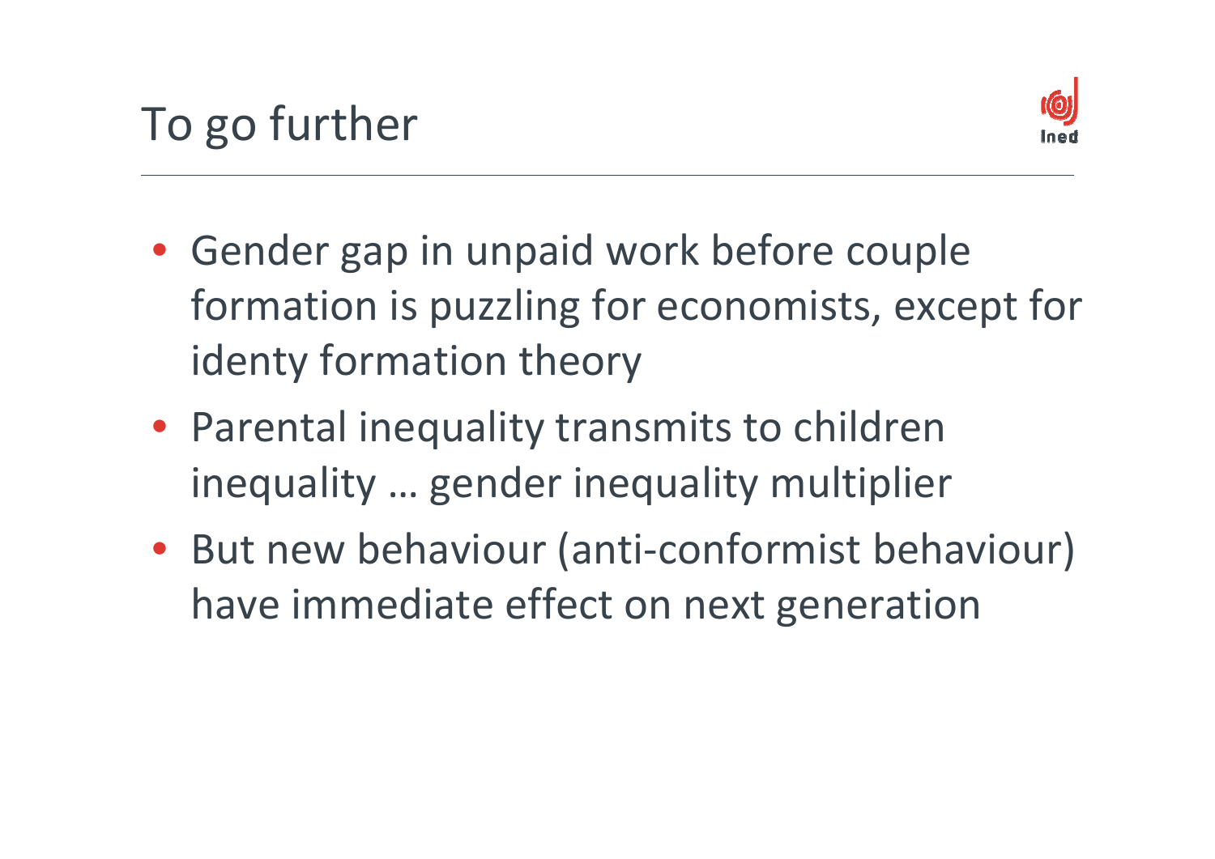# To go further

- Gender gap in unpaid work before couple formation is puzzling for economists, except for identy formation theory
- Parental inequality transmits to children inequality … gender inequality multiplier
- But new behaviour (anti-conformist behaviour) have immediate effect on next generation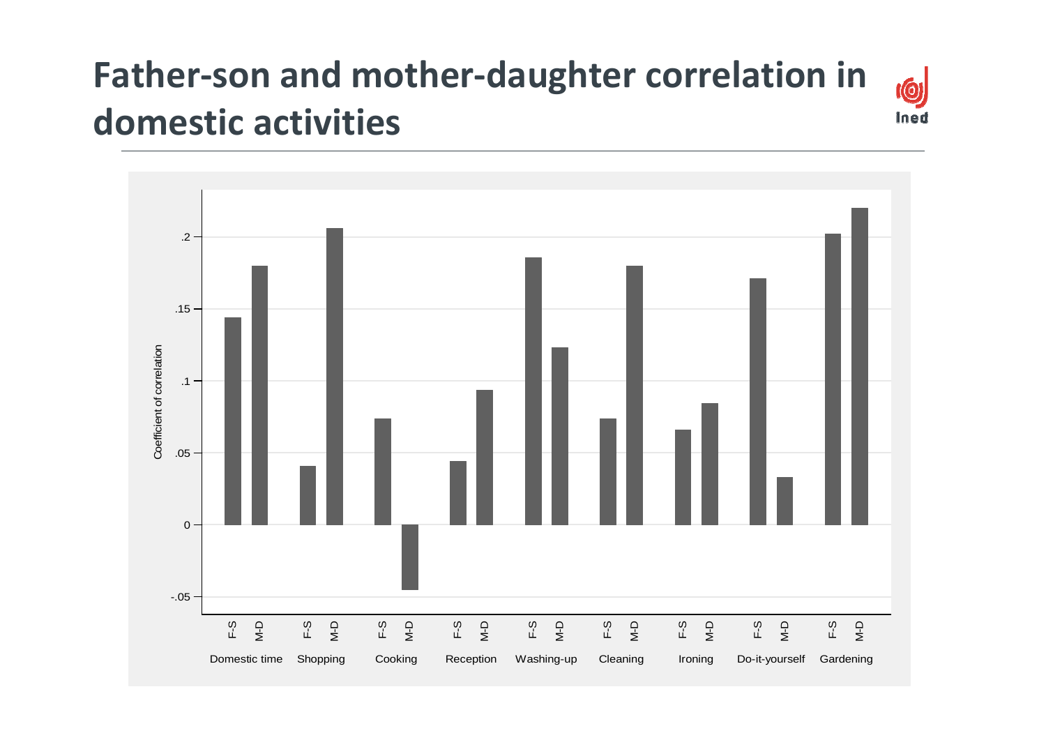# Father-son and mother-daughter correlation in domestic activities

Coefficient of correlation

.2

.15

.1

.05

0

-.05

F-S M-D F-S M-D F-S M-D F-S M-D F-S M-D F-S M-D F-S M-D F-S M-D F-S M-D

Domestic time Shopping Cooking Reception Washing-up Cleaning Ironing Do-it-yourself Gardening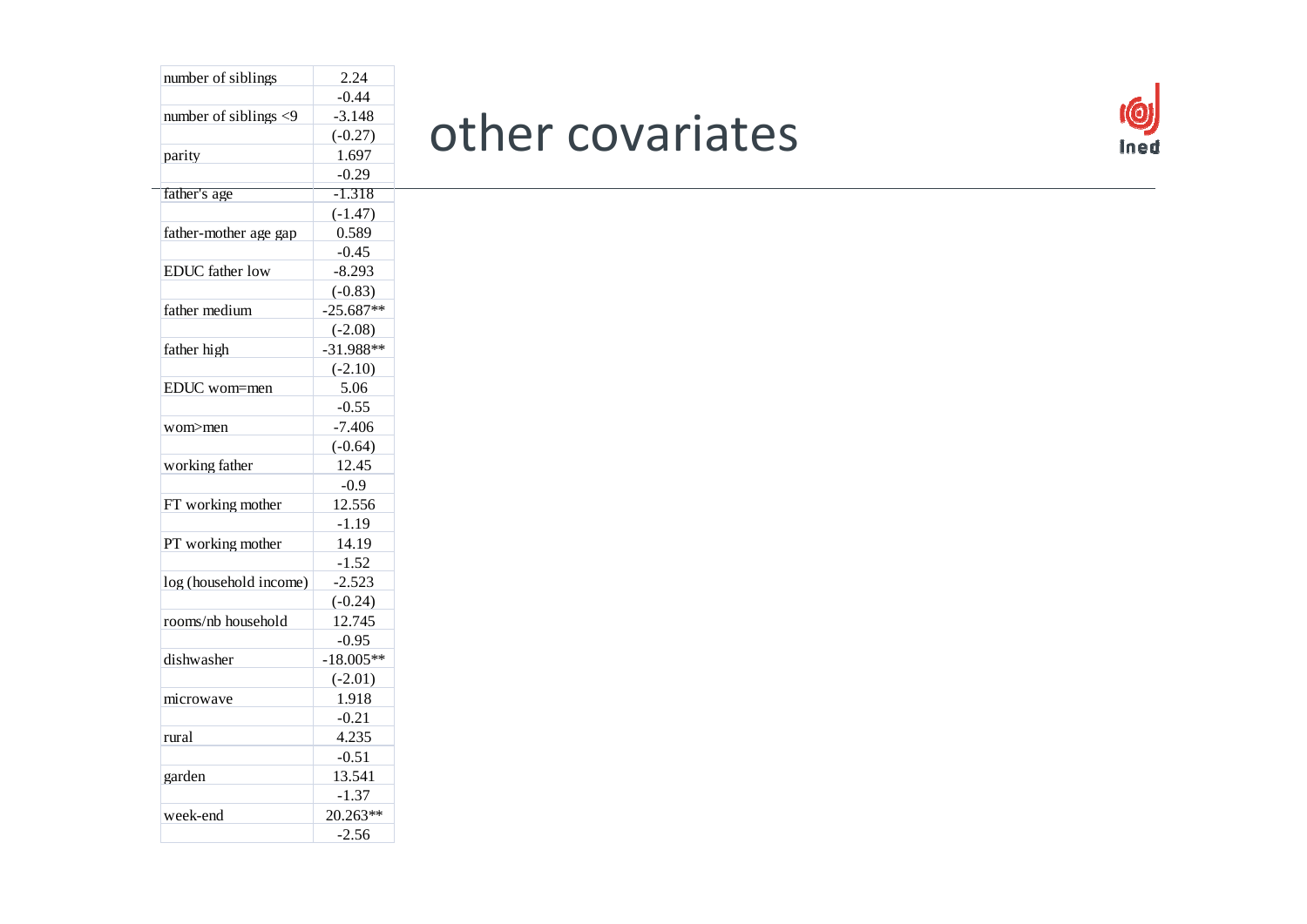# other covariates

| | |
|---|---|
| number of siblings | 2.24 |
| | -0.44 |
| number of siblings <9 | -3.148 |
| | (-0.27) |
| parity | 1.697 |
| | -0.29 |
| father's age | -1.318 |
| | (-1.47) |
| father-mother age gap | 0.589 |
| | -0.45 |
| EDUC father low | -8.293 |
| | (-0.83) |
| father medium | -25.687** |
| | (-2.08) |
| father high | -31.988** |
| | (-2.10) |
| EDUC wom=men | 5.06 |
| | -0.55 |
| wom>men | -7.406 |
| | (-0.64) |
| working father | 12.45 |
| | -0.9 |
| FT working mother | 12.556 |
| | -1.19 |
| PT working mother | 14.19 |
| | -1.52 |
| log (household income) | -2.523 |
| | (-0.24) |
| rooms/nb household | 12.745 |
| | -0.95 |
| dishwasher | -18.005** |
| | (-2.01) |
| microwave | 1.918 |
| | -0.21 |
| rural | 4.235 |
| | -0.51 |
| garden | 13.541 |
| | -1.37 |
| week-end | 20.263** |
| | -2.56 |